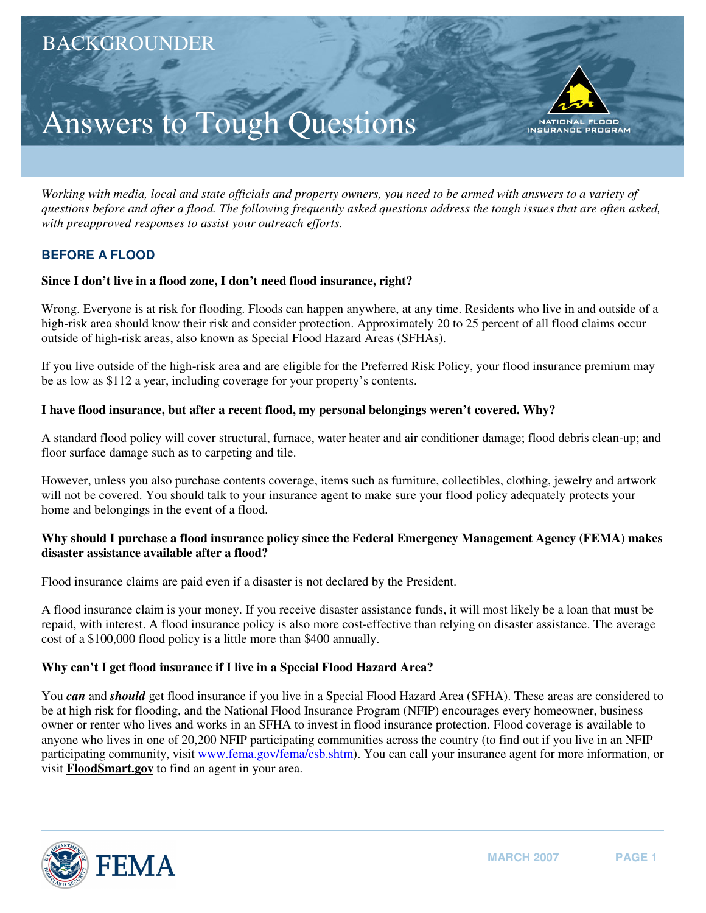BACKGROUNDER

# Answers to Tough Questions

*Working with media, local and state officials and property owners, you need to be armed with answers to a variety of questions before and after a flood. The following frequently asked questions address the tough issues that are often asked, with preapproved responses to assist your outreach efforts.*

## BEFORE A FLOOD

**Since I don't live in a flood zone, I don't need flood insurance, right?**

Wrong. Everyone is at risk for flooding. Floods can happen anywhere, at any time. Residents who live in and outside of a high-risk area should know their risk and consider protection. Approximately 20 to 25 percent of all flood claims occur outside of high-risk areas, also known as Special Flood Hazard Areas (SFHAs).

If you live outside of the high-risk area and are eligible for the Preferred Risk Policy, your flood insurance premium may be as low as $112 a year, including coverage for your property's contents.

**I have flood insurance, but after a recent flood, my personal belongings weren't covered. Why?**

A standard flood policy will cover structural, furnace, water heater and air conditioner damage; flood debris clean-up; and floor surface damage such as to carpeting and tile.

However, unless you also purchase contents coverage, items such as furniture, collectibles, clothing, jewelry and artwork will not be covered. You should talk to your insurance agent to make sure your flood policy adequately protects your home and belongings in the event of a flood.

**Why should I purchase a flood insurance policy since the Federal Emergency Management Agency (FEMA) makes disaster assistance available after a flood?**

Flood insurance claims are paid even if a disaster is not declared by the President.

A flood insurance claim is your money. If you receive disaster assistance funds, it will most likely be a loan that must be repaid, with interest. A flood insurance policy is also more cost-effective than relying on disaster assistance. The average cost of a $100,000 flood policy is a little more than $400 annually.

**Why can't I get flood insurance if I live in a Special Flood Hazard Area?**

You ***can*** and ***should*** get flood insurance if you live in a Special Flood Hazard Area (SFHA). These areas are considered to be at high risk for flooding, and the National Flood Insurance Program (NFIP) encourages every homeowner, business owner or renter who lives and works in an SFHA to invest in flood insurance protection. Flood coverage is available to anyone who lives in one of 20,200 NFIP participating communities across the country (to find out if you live in an NFIP participating community, visit www.fema.gov/fema/csb.shtm). You can call your insurance agent for more information, or visit **FloodSmart.gov** to find an agent in your area.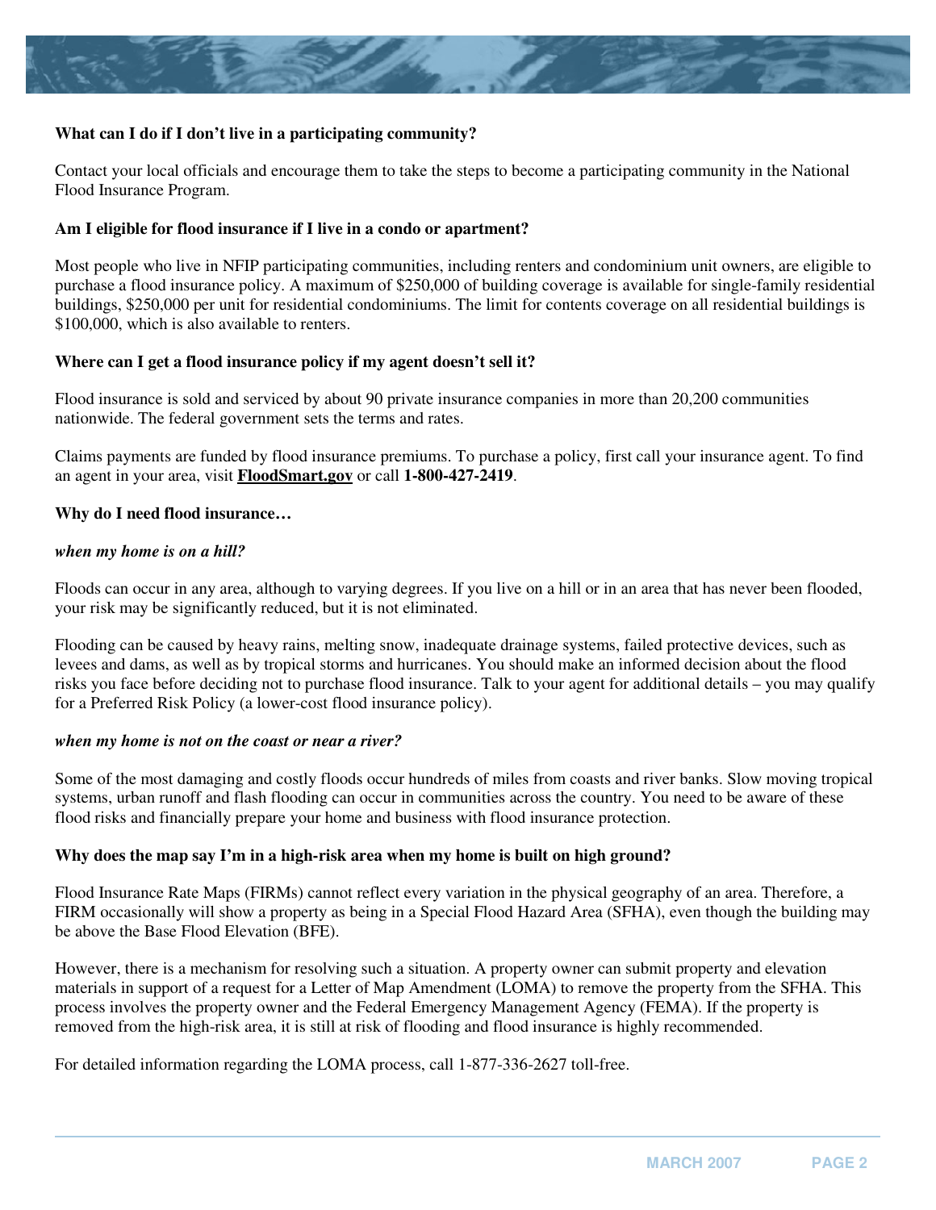**What can I do if I don't live in a participating community?**

Contact your local officials and encourage them to take the steps to become a participating community in the National Flood Insurance Program.

**Am I eligible for flood insurance if I live in a condo or apartment?**

Most people who live in NFIP participating communities, including renters and condominium unit owners, are eligible to purchase a flood insurance policy. A maximum of $250,000 of building coverage is available for single-family residential buildings, $250,000 per unit for residential condominiums. The limit for contents coverage on all residential buildings is $100,000, which is also available to renters.

**Where can I get a flood insurance policy if my agent doesn't sell it?**

Flood insurance is sold and serviced by about 90 private insurance companies in more than 20,200 communities nationwide. The federal government sets the terms and rates.

Claims payments are funded by flood insurance premiums. To purchase a policy, first call your insurance agent. To find an agent in your area, visit **FloodSmart.gov** or call **1-800-427-2419**.

**Why do I need flood insurance…**

***when my home is on a hill?***

Floods can occur in any area, although to varying degrees. If you live on a hill or in an area that has never been flooded, your risk may be significantly reduced, but it is not eliminated.

Flooding can be caused by heavy rains, melting snow, inadequate drainage systems, failed protective devices, such as levees and dams, as well as by tropical storms and hurricanes. You should make an informed decision about the flood risks you face before deciding not to purchase flood insurance. Talk to your agent for additional details – you may qualify for a Preferred Risk Policy (a lower-cost flood insurance policy).

***when my home is not on the coast or near a river?***

Some of the most damaging and costly floods occur hundreds of miles from coasts and river banks. Slow moving tropical systems, urban runoff and flash flooding can occur in communities across the country. You need to be aware of these flood risks and financially prepare your home and business with flood insurance protection.

**Why does the map say I'm in a high-risk area when my home is built on high ground?**

Flood Insurance Rate Maps (FIRMs) cannot reflect every variation in the physical geography of an area. Therefore, a FIRM occasionally will show a property as being in a Special Flood Hazard Area (SFHA), even though the building may be above the Base Flood Elevation (BFE).

However, there is a mechanism for resolving such a situation. A property owner can submit property and elevation materials in support of a request for a Letter of Map Amendment (LOMA) to remove the property from the SFHA. This process involves the property owner and the Federal Emergency Management Agency (FEMA). If the property is removed from the high-risk area, it is still at risk of flooding and flood insurance is highly recommended.

For detailed information regarding the LOMA process, call 1-877-336-2627 toll-free.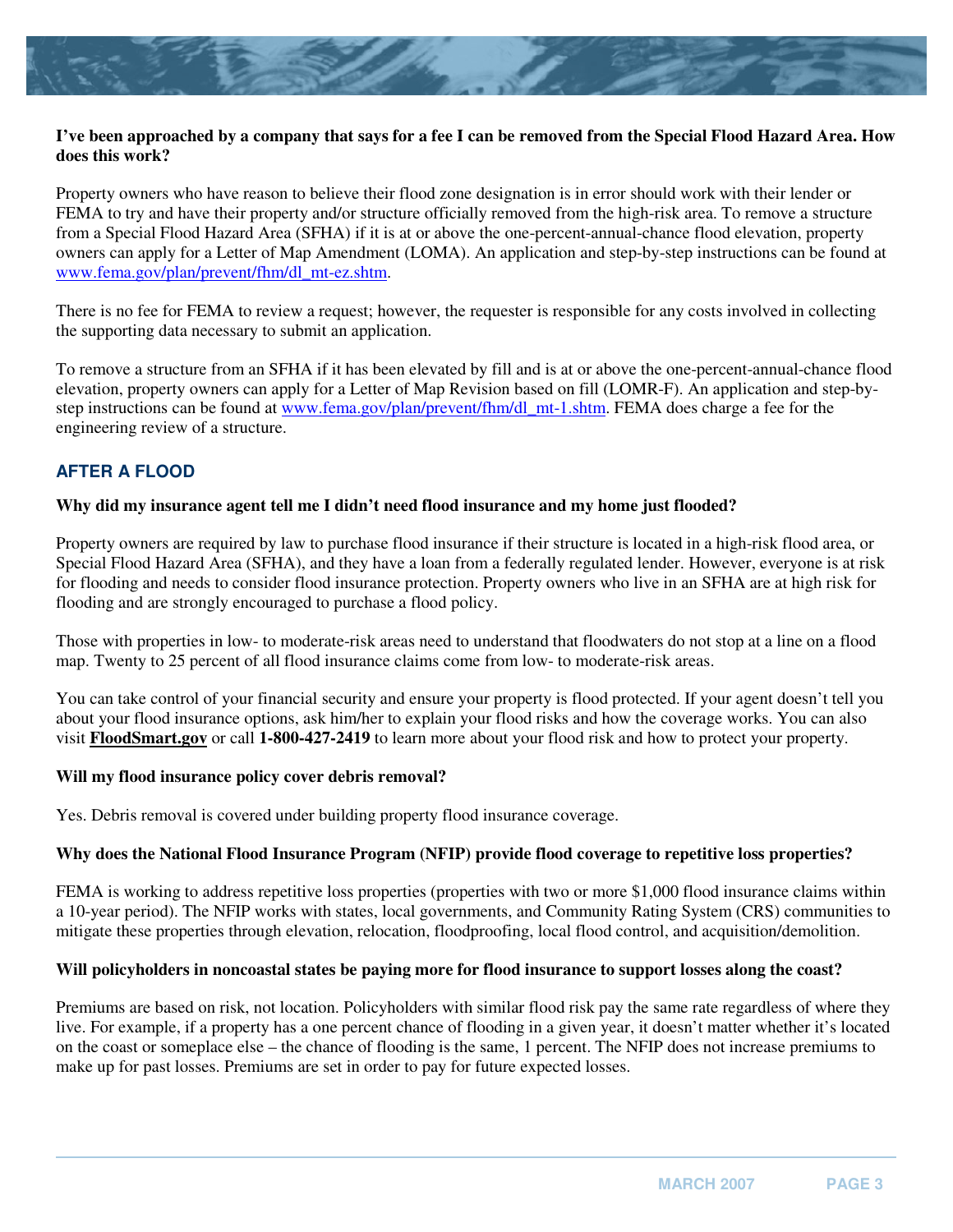**I've been approached by a company that says for a fee I can be removed from the Special Flood Hazard Area. How does this work?**

Property owners who have reason to believe their flood zone designation is in error should work with their lender or FEMA to try and have their property and/or structure officially removed from the high-risk area. To remove a structure from a Special Flood Hazard Area (SFHA) if it is at or above the one-percent-annual-chance flood elevation, property owners can apply for a Letter of Map Amendment (LOMA). An application and step-by-step instructions can be found at www.fema.gov/plan/prevent/fhm/dl_mt-ez.shtm.

There is no fee for FEMA to review a request; however, the requester is responsible for any costs involved in collecting the supporting data necessary to submit an application.

To remove a structure from an SFHA if it has been elevated by fill and is at or above the one-percent-annual-chance flood elevation, property owners can apply for a Letter of Map Revision based on fill (LOMR-F). An application and step-by-step instructions can be found at www.fema.gov/plan/prevent/fhm/dl_mt-1.shtm. FEMA does charge a fee for the engineering review of a structure.

## AFTER A FLOOD

**Why did my insurance agent tell me I didn't need flood insurance and my home just flooded?**

Property owners are required by law to purchase flood insurance if their structure is located in a high-risk flood area, or Special Flood Hazard Area (SFHA), and they have a loan from a federally regulated lender. However, everyone is at risk for flooding and needs to consider flood insurance protection. Property owners who live in an SFHA are at high risk for flooding and are strongly encouraged to purchase a flood policy.

Those with properties in low- to moderate-risk areas need to understand that floodwaters do not stop at a line on a flood map. Twenty to 25 percent of all flood insurance claims come from low- to moderate-risk areas.

You can take control of your financial security and ensure your property is flood protected. If your agent doesn't tell you about your flood insurance options, ask him/her to explain your flood risks and how the coverage works. You can also visit **FloodSmart.gov** or call **1-800-427-2419** to learn more about your flood risk and how to protect your property.

**Will my flood insurance policy cover debris removal?**

Yes. Debris removal is covered under building property flood insurance coverage.

**Why does the National Flood Insurance Program (NFIP) provide flood coverage to repetitive loss properties?**

FEMA is working to address repetitive loss properties (properties with two or more $1,000 flood insurance claims within a 10-year period). The NFIP works with states, local governments, and Community Rating System (CRS) communities to mitigate these properties through elevation, relocation, floodproofing, local flood control, and acquisition/demolition.

**Will policyholders in noncoastal states be paying more for flood insurance to support losses along the coast?**

Premiums are based on risk, not location. Policyholders with similar flood risk pay the same rate regardless of where they live. For example, if a property has a one percent chance of flooding in a given year, it doesn't matter whether it's located on the coast or someplace else – the chance of flooding is the same, 1 percent. The NFIP does not increase premiums to make up for past losses. Premiums are set in order to pay for future expected losses.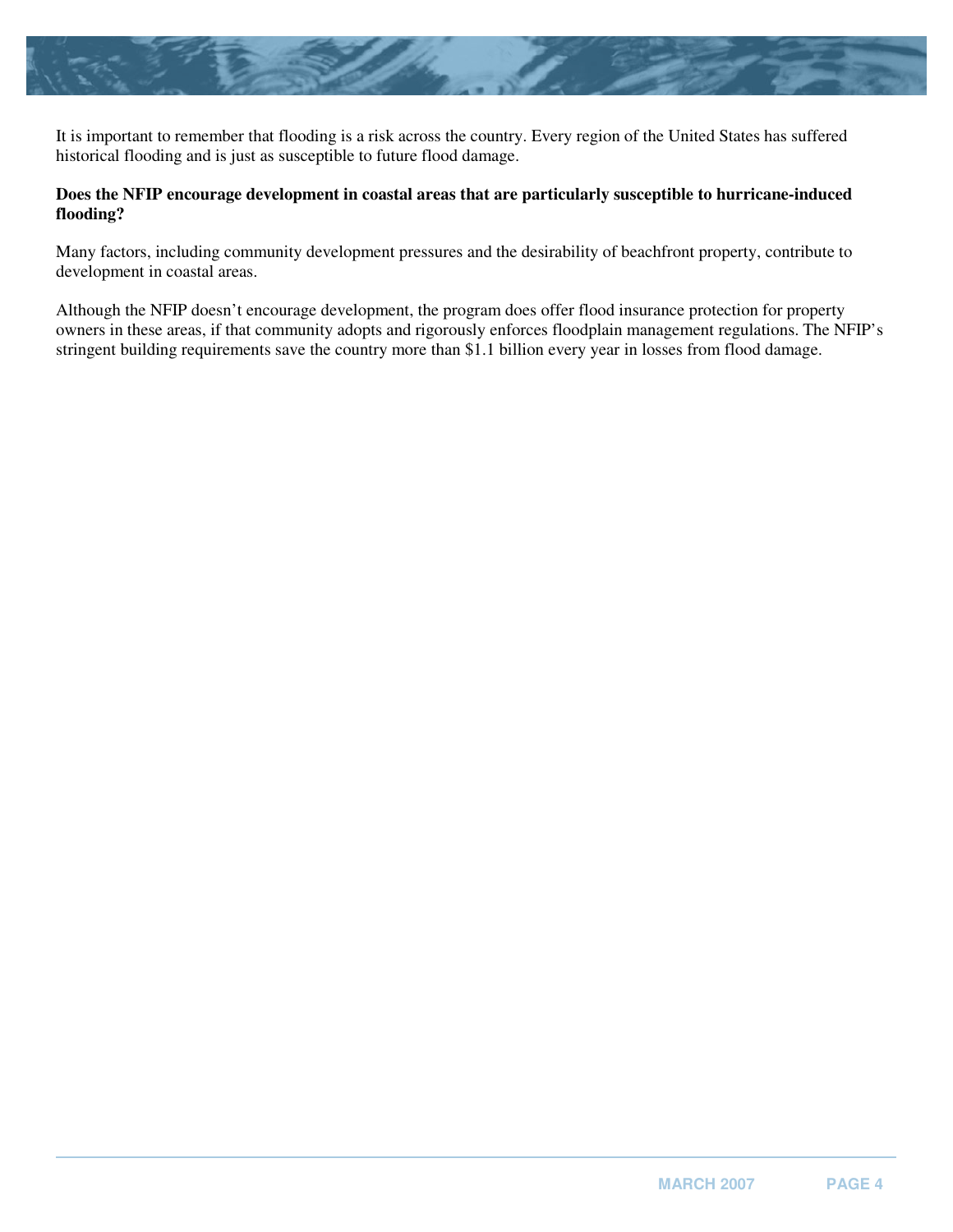It is important to remember that flooding is a risk across the country. Every region of the United States has suffered historical flooding and is just as susceptible to future flood damage.

**Does the NFIP encourage development in coastal areas that are particularly susceptible to hurricane-induced flooding?**

Many factors, including community development pressures and the desirability of beachfront property, contribute to development in coastal areas.

Although the NFIP doesn't encourage development, the program does offer flood insurance protection for property owners in these areas, if that community adopts and rigorously enforces floodplain management regulations. The NFIP's stringent building requirements save the country more than $1.1 billion every year in losses from flood damage.